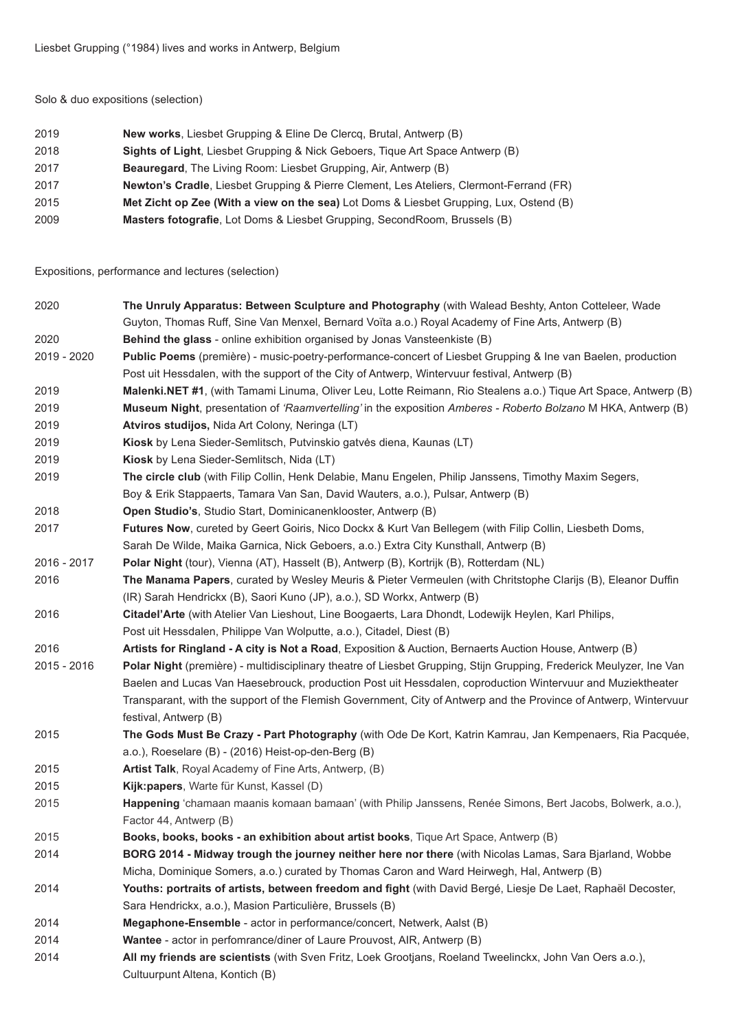Liesbet Grupping (°1984) lives and works in Antwerp, Belgium

Solo & duo expositions (selection)

| | |
|---|---|
| 2019 | **New works**, Liesbet Grupping & Eline De Clercq, Brutal, Antwerp (B) |
| 2018 | **Sights of Light**, Liesbet Grupping & Nick Geboers, Tique Art Space Antwerp (B) |
| 2017 | **Beauregard**, The Living Room: Liesbet Grupping, Air, Antwerp (B) |
| 2017 | **Newton's Cradle**, Liesbet Grupping & Pierre Clement, Les Ateliers, Clermont-Ferrand (FR) |
| 2015 | **Met Zicht op Zee (With a view on the sea)** Lot Doms & Liesbet Grupping, Lux, Ostend (B) |
| 2009 | **Masters fotografie**, Lot Doms & Liesbet Grupping, SecondRoom, Brussels (B) |

Expositions, performance and lectures (selection)

| | |
|---|---|
| 2020 | **The Unruly Apparatus: Between Sculpture and Photography** (with Walead Beshty, Anton Cotteleer, Wade Guyton, Thomas Ruff, Sine Van Menxel, Bernard Voïta a.o.) Royal Academy of Fine Arts, Antwerp (B) |
| 2020 | **Behind the glass** - online exhibition organised by Jonas Vansteenkiste (B) |
| 2019 - 2020 | **Public Poems** (première) - music-poetry-performance-concert of Liesbet Grupping & Ine van Baelen, production Post uit Hessdalen, with the support of the City of Antwerp, Wintervuur festival, Antwerp (B) |
| 2019 | **Malenki.NET #1**, (with Tamami Linuma, Oliver Leu, Lotte Reimann, Rio Stealens a.o.) Tique Art Space, Antwerp (B) |
| 2019 | **Museum Night**, presentation of *'Raamvertelling'* in the exposition *Amberes - Roberto Bolzano* M HKA, Antwerp (B) |
| 2019 | **Atviros studijos,** Nida Art Colony, Neringa (LT) |
| 2019 | **Kiosk** by Lena Sieder-Semlitsch, Putvinskio gatvės diena, Kaunas (LT) |
| 2019 | **Kiosk** by Lena Sieder-Semlitsch, Nida (LT) |
| 2019 | **The circle club** (with Filip Collin, Henk Delabie, Manu Engelen, Philip Janssens, Timothy Maxim Segers, Boy & Erik Stappaerts, Tamara Van San, David Wauters, a.o.), Pulsar, Antwerp (B) |
| 2018 | **Open Studio's**, Studio Start, Dominicanenklooster, Antwerp (B) |
| 2017 | **Futures Now**, cureted by Geert Goiris, Nico Dockx & Kurt Van Bellegem (with Filip Collin, Liesbeth Doms, Sarah De Wilde, Maika Garnica, Nick Geboers, a.o.) Extra City Kunsthall, Antwerp (B) |
| 2016 - 2017 | **Polar Night** (tour), Vienna (AT), Hasselt (B), Antwerp (B), Kortrijk (B), Rotterdam (NL) |
| 2016 | **The Manama Papers**, curated by Wesley Meuris & Pieter Vermeulen (with Chritstophe Clarijs (B), Eleanor Duffin (IR) Sarah Hendrickx (B), Saori Kuno (JP), a.o.), SD Workx, Antwerp (B) |
| 2016 | **Citadel'Arte** (with Atelier Van Lieshout, Line Boogaerts, Lara Dhondt, Lodewijk Heylen, Karl Philips, Post uit Hessdalen, Philippe Van Wolputte, a.o.), Citadel, Diest (B) |
| 2016 | **Artists for Ringland - A city is Not a Road**, Exposition & Auction, Bernaerts Auction House, Antwerp (B) |
| 2015 - 2016 | **Polar Night** (première) - multidisciplinary theatre of Liesbet Grupping, Stijn Grupping, Frederick Meulyzer, Ine Van Baelen and Lucas Van Haesebrouck, production Post uit Hessdalen, coproduction Wintervuur and Muziektheater Transparant, with the support of the Flemish Government, City of Antwerp and the Province of Antwerp, Wintervuur festival, Antwerp (B) |
| 2015 | **The Gods Must Be Crazy - Part Photography** (with Ode De Kort, Katrin Kamrau, Jan Kempenaers, Ria Pacquée, a.o.), Roeselare (B) - (2016) Heist-op-den-Berg (B) |
| 2015 | **Artist Talk**, Royal Academy of Fine Arts, Antwerp, (B) |
| 2015 | **Kijk:papers**, Warte für Kunst, Kassel (D) |
| 2015 | **Happening** 'chamaan maanis komaan bamaan' (with Philip Janssens, Renée Simons, Bert Jacobs, Bolwerk, a.o.), Factor 44, Antwerp (B) |
| 2015 | **Books, books, books - an exhibition about artist books**, Tique Art Space, Antwerp (B) |
| 2014 | **BORG 2014 - Midway trough the journey neither here nor there** (with Nicolas Lamas, Sara Bjarland, Wobbe Micha, Dominique Somers, a.o.) curated by Thomas Caron and Ward Heirwegh, Hal, Antwerp (B) |
| 2014 | **Youths: portraits of artists, between freedom and fight** (with David Bergé, Liesje De Laet, Raphaël Decoster, Sara Hendrickx, a.o.), Masion Particulière, Brussels (B) |
| 2014 | **Megaphone-Ensemble** - actor in performance/concert, Netwerk, Aalst (B) |
| 2014 | **Wantee** - actor in perfomrance/diner of Laure Prouvost, AIR, Antwerp (B) |
| 2014 | **All my friends are scientists** (with Sven Fritz, Loek Grootjans, Roeland Tweelinckx, John Van Oers a.o.), Cultuurpunt Altena, Kontich (B) |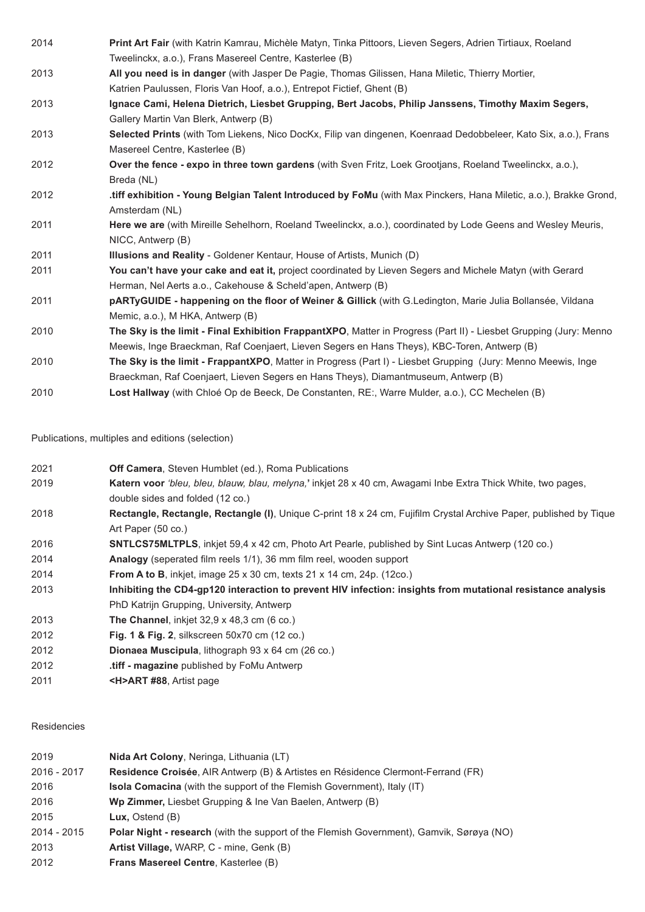| | |
|---|---|
| 2014 | **Print Art Fair** (with Katrin Kamrau, Michèle Matyn, Tinka Pittoors, Lieven Segers, Adrien Tirtiaux, Roeland Tweelinckx, a.o.), Frans Masereel Centre, Kasterlee (B) |
| 2013 | **All you need is in danger** (with Jasper De Pagie, Thomas Gilissen, Hana Miletic, Thierry Mortier, Katrien Paulussen, Floris Van Hoof, a.o.), Entrepot Fictief, Ghent (B) |
| 2013 | **Ignace Cami, Helena Dietrich, Liesbet Grupping, Bert Jacobs, Philip Janssens, Timothy Maxim Segers,** Gallery Martin Van Blerk, Antwerp (B) |
| 2013 | **Selected Prints** (with Tom Liekens, Nico DocKx, Filip van dingenen, Koenraad Dedobbeleer, Kato Six, a.o.), Frans Masereel Centre, Kasterlee (B) |
| 2012 | **Over the fence - expo in three town gardens** (with Sven Fritz, Loek Grootjans, Roeland Tweelinckx, a.o.), Breda (NL) |
| 2012 | **.tiff exhibition - Young Belgian Talent Introduced by FoMu** (with Max Pinckers, Hana Miletic, a.o.), Brakke Grond, Amsterdam (NL) |
| 2011 | **Here we are** (with Mireille Sehelhorn, Roeland Tweelinckx, a.o.), coordinated by Lode Geens and Wesley Meuris, NICC, Antwerp (B) |
| 2011 | **Illusions and Reality** - Goldener Kentaur, House of Artists, Munich (D) |
| 2011 | **You can't have your cake and eat it,** project coordinated by Lieven Segers and Michele Matyn (with Gerard Herman, Nel Aerts a.o., Cakehouse & Scheld'apen, Antwerp (B) |
| 2011 | **pARTyGUIDE - happening on the floor of Weiner & Gillick** (with G.Ledington, Marie Julia Bollansée, Vildana Memic, a.o.), M HKA, Antwerp (B) |
| 2010 | **The Sky is the limit - Final Exhibition FrappantXPO**, Matter in Progress (Part II) - Liesbet Grupping (Jury: Menno Meewis, Inge Braeckman, Raf Coenjaert, Lieven Segers en Hans Theys), KBC-Toren, Antwerp (B) |
| 2010 | **The Sky is the limit - FrappantXPO**, Matter in Progress (Part I) - Liesbet Grupping (Jury: Menno Meewis, Inge Braeckman, Raf Coenjaert, Lieven Segers en Hans Theys), Diamantmuseum, Antwerp (B) |
| 2010 | **Lost Hallway** (with Chloé Op de Beeck, De Constanten, RE:, Warre Mulder, a.o.), CC Mechelen (B) |

Publications, multiples and editions (selection)

| | |
|---|---|
| 2021 | **Off Camera**, Steven Humblet (ed.), Roma Publications |
| 2019 | **Katern voor** *'bleu, bleu, blauw, blau, melyna,'* inkjet 28 x 40 cm, Awagami Inbe Extra Thick White, two pages, double sides and folded (12 co.) |
| 2018 | **Rectangle, Rectangle, Rectangle (I)**, Unique C-print 18 x 24 cm, Fujifilm Crystal Archive Paper, published by Tique Art Paper (50 co.) |
| 2016 | **SNTLCS75MLTPLS**, inkjet 59,4 x 42 cm, Photo Art Pearle, published by Sint Lucas Antwerp (120 co.) |
| 2014 | **Analogy** (seperated film reels 1/1), 36 mm film reel, wooden support |
| 2014 | **From A to B**, inkjet, image 25 x 30 cm, texts 21 x 14 cm, 24p. (12co.) |
| 2013 | **Inhibiting the CD4-gp120 interaction to prevent HIV infection: insights from mutational resistance analysis** PhD Katrijn Grupping, University, Antwerp |
| 2013 | **The Channel**, inkjet 32,9 x 48,3 cm (6 co.) |
| 2012 | **Fig. 1 & Fig. 2**, silkscreen 50x70 cm (12 co.) |
| 2012 | **Dionaea Muscipula**, lithograph 93 x 64 cm (26 co.) |
| 2012 | **.tiff - magazine** published by FoMu Antwerp |
| 2011 | **<H>ART #88**, Artist page |

Residencies

| | |
|---|---|
| 2019 | **Nida Art Colony**, Neringa, Lithuania (LT) |
| 2016 - 2017 | **Residence Croisée**, AIR Antwerp (B) & Artistes en Résidence Clermont-Ferrand (FR) |
| 2016 | **Isola Comacina** (with the support of the Flemish Government), Italy (IT) |
| 2016 | **Wp Zimmer,** Liesbet Grupping & Ine Van Baelen, Antwerp (B) |
| 2015 | **Lux,** Ostend (B) |
| 2014 - 2015 | **Polar Night - research** (with the support of the Flemish Government), Gamvik, Sørøya (NO) |
| 2013 | **Artist Village,** WARP, C - mine, Genk (B) |
| 2012 | **Frans Masereel Centre**, Kasterlee (B) |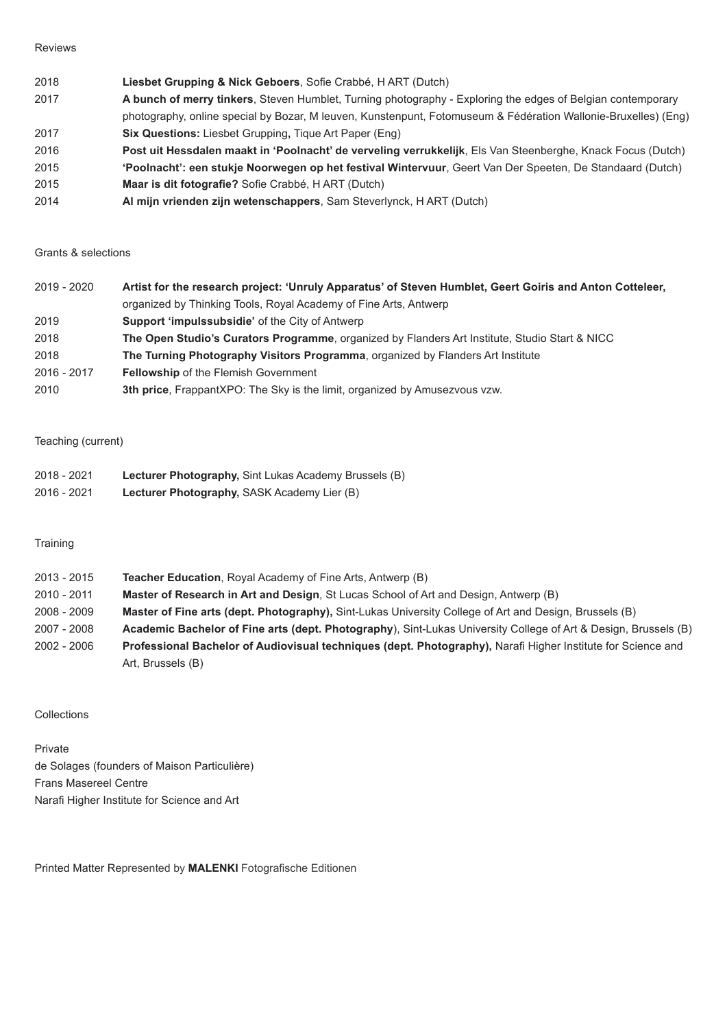## Reviews

| | |
|---|---|
| 2018 | **Liesbet Grupping & Nick Geboers**, Sofie Crabbé, H ART (Dutch) |
| 2017 | **A bunch of merry tinkers**, Steven Humblet, Turning photography - Exploring the edges of Belgian contemporary photography, online special by Bozar, M leuven, Kunstenpunt, Fotomuseum & Fédération Wallonie-Bruxelles) (Eng) |
| 2017 | **Six Questions:** Liesbet Grupping**,** Tique Art Paper (Eng) |
| 2016 | **Post uit Hessdalen maakt in 'Poolnacht' de verveling verrukkelijk**, Els Van Steenberghe, Knack Focus (Dutch) |
| 2015 | **'Poolnacht': een stukje Noorwegen op het festival Wintervuur**, Geert Van Der Speeten, De Standaard (Dutch) |
| 2015 | **Maar is dit fotografie?** Sofie Crabbé, H ART (Dutch) |
| 2014 | **Al mijn vrienden zijn wetenschappers**, Sam Steverlynck, H ART (Dutch) |

## Grants & selections

| | |
|---|---|
| 2019 - 2020 | **Artist for the research project: 'Unruly Apparatus' of Steven Humblet, Geert Goiris and Anton Cotteleer,** organized by Thinking Tools, Royal Academy of Fine Arts, Antwerp |
| 2019 | **Support 'impulssubsidie'** of the City of Antwerp |
| 2018 | **The Open Studio's Curators Programme**, organized by Flanders Art Institute, Studio Start & NICC |
| 2018 | **The Turning Photography Visitors Programma**, organized by Flanders Art Institute |
| 2016 - 2017 | **Fellowship** of the Flemish Government |
| 2010 | **3th price**, FrappantXPO: The Sky is the limit, organized by Amusezvous vzw. |

## Teaching (current)

| | |
|---|---|
| 2018 - 2021 | **Lecturer Photography,** Sint Lukas Academy Brussels (B) |
| 2016 - 2021 | **Lecturer Photography,** SASK Academy Lier (B) |

## Training

| | |
|---|---|
| 2013 - 2015 | **Teacher Education**, Royal Academy of Fine Arts, Antwerp (B) |
| 2010 - 2011 | **Master of Research in Art and Design**, St Lucas School of Art and Design, Antwerp (B) |
| 2008 - 2009 | **Master of Fine arts (dept. Photography),** Sint-Lukas University College of Art and Design, Brussels (B) |
| 2007 - 2008 | **Academic Bachelor of Fine arts (dept. Photography**), Sint-Lukas University College of Art & Design, Brussels (B) |
| 2002 - 2006 | **Professional Bachelor of Audiovisual techniques (dept. Photography),** Narafi Higher Institute for Science and Art, Brussels (B) |

## Collections

Private
de Solages (founders of Maison Particulière)
Frans Masereel Centre
Narafi Higher Institute for Science and Art

Printed Matter Represented by **MALENKI** Fotografische Editionen